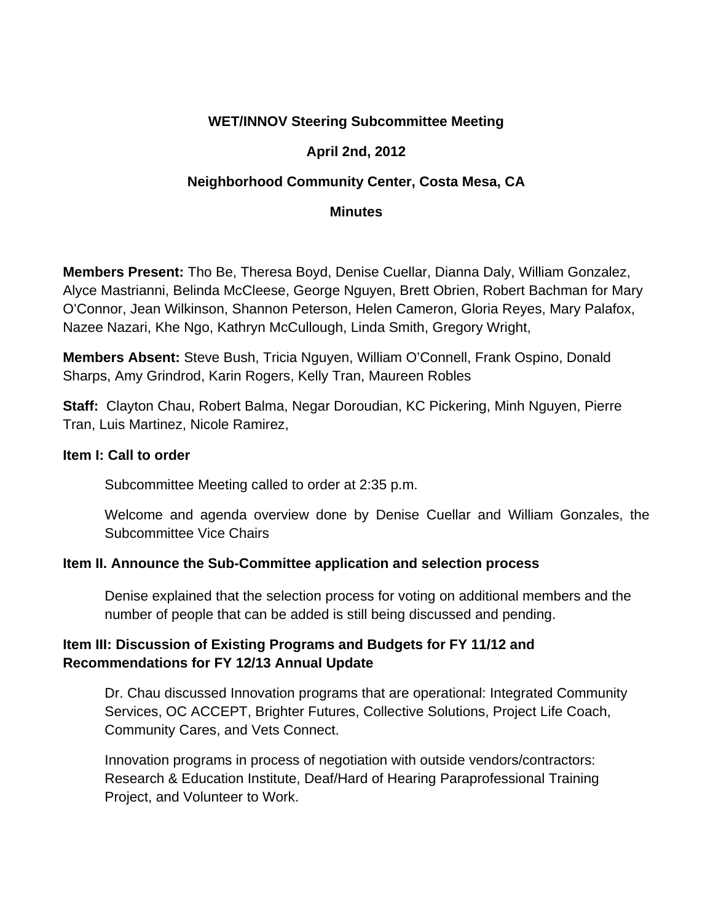**WET/INNOV Steering Subcommittee Meeting**

**April 2nd, 2012**

**Neighborhood Community Center, Costa Mesa, CA**

**Minutes**

**Members Present:** Tho Be, Theresa Boyd, Denise Cuellar, Dianna Daly, William Gonzalez, Alyce Mastrianni, Belinda McCleese, George Nguyen, Brett Obrien, Robert Bachman for Mary O'Connor, Jean Wilkinson, Shannon Peterson, Helen Cameron, Gloria Reyes, Mary Palafox, Nazee Nazari, Khe Ngo, Kathryn McCullough, Linda Smith, Gregory Wright,

**Members Absent:** Steve Bush, Tricia Nguyen, William O'Connell, Frank Ospino, Donald Sharps, Amy Grindrod, Karin Rogers, Kelly Tran, Maureen Robles

**Staff:** Clayton Chau, Robert Balma, Negar Doroudian, KC Pickering, Minh Nguyen, Pierre Tran, Luis Martinez, Nicole Ramirez,

**Item I: Call to order**

Subcommittee Meeting called to order at 2:35 p.m.

Welcome and agenda overview done by Denise Cuellar and William Gonzales, the Subcommittee Vice Chairs

**Item II. Announce the Sub-Committee application and selection process**

Denise explained that the selection process for voting on additional members and the number of people that can be added is still being discussed and pending.

**Item III: Discussion of Existing Programs and Budgets for FY 11/12 and Recommendations for FY 12/13 Annual Update**

Dr. Chau discussed Innovation programs that are operational: Integrated Community Services, OC ACCEPT, Brighter Futures, Collective Solutions, Project Life Coach, Community Cares, and Vets Connect.

Innovation programs in process of negotiation with outside vendors/contractors: Research & Education Institute, Deaf/Hard of Hearing Paraprofessional Training Project, and Volunteer to Work.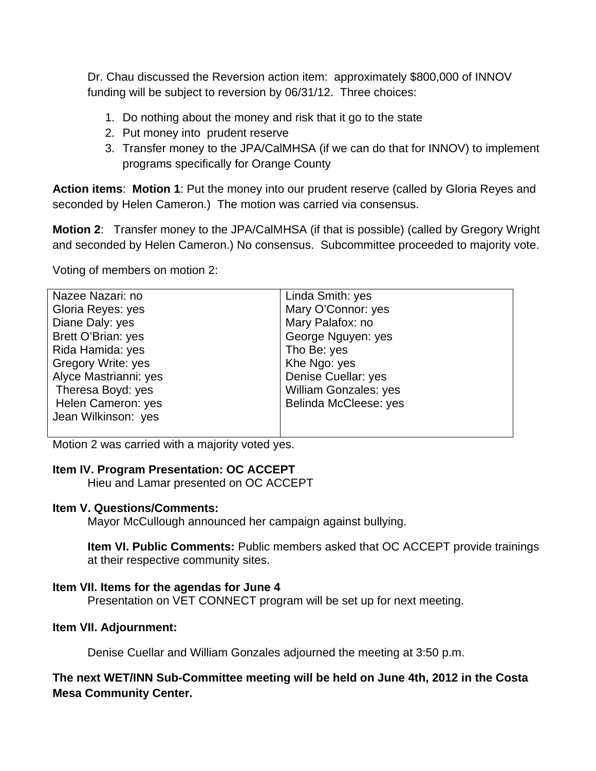Dr. Chau discussed the Reversion action item: approximately $800,000 of INNOV funding will be subject to reversion by 06/31/12. Three choices:

1. Do nothing about the money and risk that it go to the state
2. Put money into prudent reserve
3. Transfer money to the JPA/CalMHSA (if we can do that for INNOV) to implement programs specifically for Orange County

**Action items**: **Motion 1**: Put the money into our prudent reserve (called by Gloria Reyes and seconded by Helen Cameron.) The motion was carried via consensus.

**Motion 2**: Transfer money to the JPA/CalMHSA (if that is possible) (called by Gregory Wright and seconded by Helen Cameron.) No consensus. Subcommittee proceeded to majority vote.

Voting of members on motion 2:

| | |
|---|---|
| Nazee Nazari: no | Linda Smith: yes |
| Gloria Reyes: yes | Mary O'Connor: yes |
| Diane Daly: yes | Mary Palafox: no |
| Brett O'Brian: yes | George Nguyen: yes |
| Rida Hamida: yes | Tho Be: yes |
| Gregory Write: yes | Khe Ngo: yes |
| Alyce Mastrianni: yes | Denise Cuellar: yes |
| Theresa Boyd: yes | William Gonzales: yes |
| Helen Cameron: yes | Belinda McCleese: yes |
| Jean Wilkinson: yes | |

Motion 2 was carried with a majority voted yes.

**Item IV. Program Presentation: OC ACCEPT**

Hieu and Lamar presented on OC ACCEPT

**Item V. Questions/Comments:**

Mayor McCullough announced her campaign against bullying.

**Item VI. Public Comments:** Public members asked that OC ACCEPT provide trainings at their respective community sites.

**Item VII. Items for the agendas for June 4**

Presentation on VET CONNECT program will be set up for next meeting.

**Item VII. Adjournment:**

Denise Cuellar and William Gonzales adjourned the meeting at 3:50 p.m.

**The next WET/INN Sub-Committee meeting will be held on June 4th, 2012 in the Costa Mesa Community Center.**